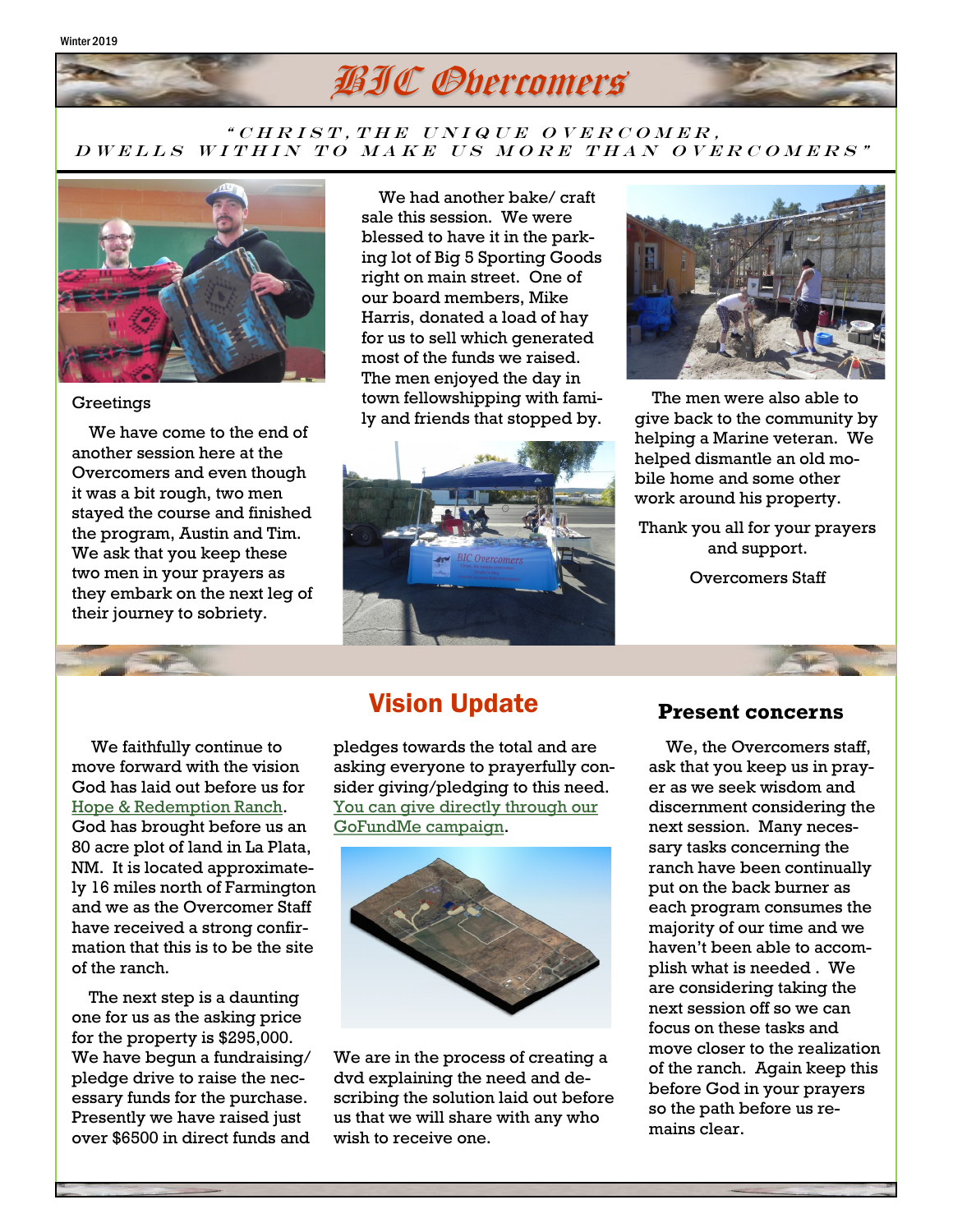Winter 2019

# BIC Overcomers

*"CHRIST, THE UNIQUE OVERCOMER, DWELLS WITHIN TO MAKE US MORE THAN OVERCOMERS"*

Greetings

We have come to the end of another session here at the Overcomers and even though it was a bit rough, two men stayed the course and finished the program, Austin and Tim. We ask that you keep these two men in your prayers as they embark on the next leg of their journey to sobriety.

We had another bake/ craft sale this session. We were blessed to have it in the parking lot of Big 5 Sporting Goods right on main street. One of our board members, Mike Harris, donated a load of hay for us to sell which generated most of the funds we raised. The men enjoyed the day in town fellowshipping with family and friends that stopped by.

The men were also able to give back to the community by helping a Marine veteran. We helped dismantle an old mobile home and some other work around his property.

Thank you all for your prayers and support.

Overcomers Staff

## Vision Update

We faithfully continue to move forward with the vision God has laid out before us for Hope & Redemption Ranch. God has brought before us an 80 acre plot of land in La Plata, NM. It is located approximately 16 miles north of Farmington and we as the Overcomer Staff have received a strong confirmation that this is to be the site of the ranch.

The next step is a daunting one for us as the asking price for the property is $295,000. We have begun a fundraising/ pledge drive to raise the necessary funds for the purchase. Presently we have raised just over $6500 in direct funds and pledges towards the total and are asking everyone to prayerfully consider giving/pledging to this need. You can give directly through our GoFundMe campaign.

We are in the process of creating a dvd explaining the need and describing the solution laid out before us that we will share with any who wish to receive one.

## Present concerns

We, the Overcomers staff, ask that you keep us in prayer as we seek wisdom and discernment considering the next session. Many necessary tasks concerning the ranch have been continually put on the back burner as each program consumes the majority of our time and we haven't been able to accomplish what is needed . We are considering taking the next session off so we can focus on these tasks and move closer to the realization of the ranch. Again keep this before God in your prayers so the path before us remains clear.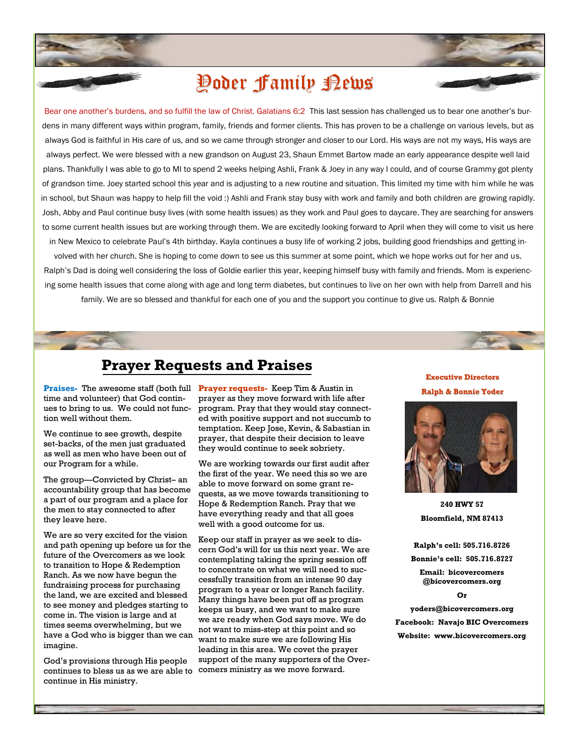# Yoder Family News

Bear one another's burdens, and so fulfill the law of Christ. Galatians 6:2 This last session has challenged us to bear one another's burdens in many different ways within program, family, friends and former clients. This has proven to be a challenge on various levels, but as always God is faithful in His care of us, and so we came through stronger and closer to our Lord. His ways are not my ways, His ways are always perfect. We were blessed with a new grandson on August 23, Shaun Emmet Bartow made an early appearance despite well laid plans. Thankfully I was able to go to MI to spend 2 weeks helping Ashli, Frank & Joey in any way I could, and of course Grammy got plenty of grandson time. Joey started school this year and is adjusting to a new routine and situation. This limited my time with him while he was in school, but Shaun was happy to help fill the void :) Ashli and Frank stay busy with work and family and both children are growing rapidly. Josh, Abby and Paul continue busy lives (with some health issues) as they work and Paul goes to daycare. They are searching for answers to some current health issues but are working through them. We are excitedly looking forward to April when they will come to visit us here in New Mexico to celebrate Paul's 4th birthday. Kayla continues a busy life of working 2 jobs, building good friendships and getting involved with her church. She is hoping to come down to see us this summer at some point, which we hope works out for her and us. Ralph's Dad is doing well considering the loss of Goldie earlier this year, keeping himself busy with family and friends. Mom is experiencing some health issues that come along with age and long term diabetes, but continues to live on her own with help from Darrell and his family. We are so blessed and thankful for each one of you and the support you continue to give us. Ralph & Bonnie

## Prayer Requests and Praises

**Praises-** The awesome staff (both full time and volunteer) that God continues to bring to us. We could not function well without them.

We continue to see growth, despite set-backs, of the men just graduated as well as men who have been out of our Program for a while.

The group—Convicted by Christ– an accountability group that has become a part of our program and a place for the men to stay connected to after they leave here.

We are so very excited for the vision and path opening up before us for the future of the Overcomers as we look to transition to Hope & Redemption Ranch. As we now have begun the fundraising process for purchasing the land, we are excited and blessed to see money and pledges starting to come in. The vision is large and at times seems overwhelming, but we have a God who is bigger than we can imagine.

God's provisions through His people continues to bless us as we are able to continue in His ministry.

**Prayer requests-** Keep Tim & Austin in prayer as they move forward with life after program. Pray that they would stay connected with positive support and not succumb to temptation. Keep Jose, Kevin, & Sabastian in prayer, that despite their decision to leave they would continue to seek sobriety.

We are working towards our first audit after the first of the year. We need this so we are able to move forward on some grant requests, as we move towards transitioning to Hope & Redemption Ranch. Pray that we have everything ready and that all goes well with a good outcome for us.

Keep our staff in prayer as we seek to discern God's will for us this next year. We are contemplating taking the spring session off to concentrate on what we will need to successfully transition from an intense 90 day program to a year or longer Ranch facility. Many things have been put off as program keeps us busy, and we want to make sure we are ready when God says move. We do not want to miss-step at this point and so want to make sure we are following His leading in this area. We covet the prayer support of the many supporters of the Overcomers ministry as we move forward.

**Executive Directors**

**Ralph & Bonnie Yoder**

**240 HWY 57**

**Bloomfield, NM 87413**

**Ralph's cell: 505.716.8726**

**Bonnie's cell: 505.716.8727**

**Email: bicovercomers@bicovercomers.org**

**Or**

**yoders@bicovercomers.org**

**Facebook: Navajo BIC Overcomers**

**Website: www.bicovercomers.org**